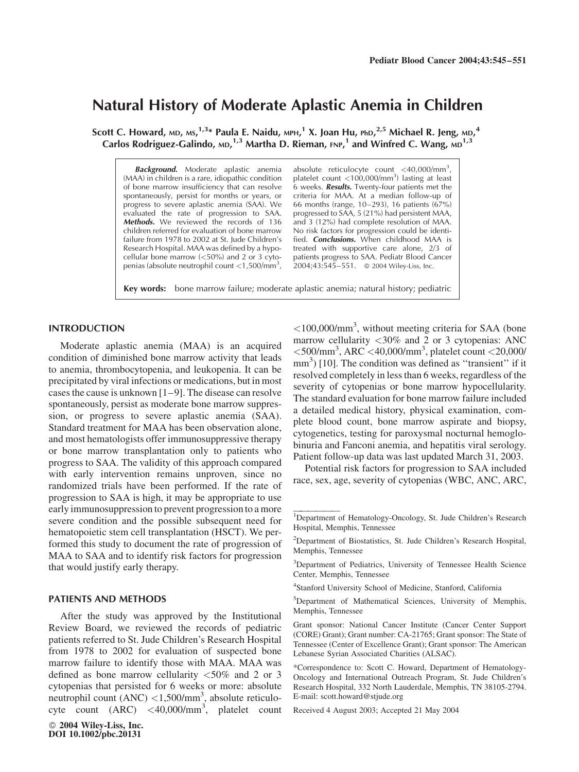# Natural History of Moderate Aplastic Anemia in Children

**Scott C. Howard, MD, MS,[1,3]* Paula E. Naidu, MPH,[1] X. Joan Hu, PhD,[2,5] Michael R. Jeng, MD,[4] Carlos Rodriguez-Galindo, MD,[1,3] Martha D. Rieman, FNP,[1] and Winfred C. Wang, MD[1,3]**

***Background.*** Moderate aplastic anemia (MAA) in children is a rare, idiopathic condition of bone marrow insufficiency that can resolve spontaneously, persist for months or years, or progress to severe aplastic anemia (SAA). We evaluated the rate of progression to SAA. ***Methods.*** We reviewed the records of 136 children referred for evaluation of bone marrow failure from 1978 to 2002 at St. Jude Children's Research Hospital. MAA was defined by a hypocellular bone marrow (<50%) and 2 or 3 cytopenias (absolute neutrophil count <1,500/mm$^3$, absolute reticulocyte count <40,000/mm$^3$, platelet count <100,000/mm$^3$) lasting at least 6 weeks. ***Results.*** Twenty-four patients met the criteria for MAA. At a median follow-up of 66 months (range, 10–293), 16 patients (67%) progressed to SAA, 5 (21%) had persistent MAA, and 3 (12%) had complete resolution of MAA. No risk factors for progression could be identified. ***Conclusions.*** When childhood MAA is treated with supportive care alone, 2/3 of patients progress to SAA. Pediatr Blood Cancer 2004;43:545–551. © 2004 Wiley-Liss, Inc.

**Key words:** bone marrow failure; moderate aplastic anemia; natural history; pediatric

## INTRODUCTION

Moderate aplastic anemia (MAA) is an acquired condition of diminished bone marrow activity that leads to anemia, thrombocytopenia, and leukopenia. It can be precipitated by viral infections or medications, but in most cases the cause is unknown [1–9]. The disease can resolve spontaneously, persist as moderate bone marrow suppression, or progress to severe aplastic anemia (SAA). Standard treatment for MAA has been observation alone, and most hematologists offer immunosuppressive therapy or bone marrow transplantation only to patients who progress to SAA. The validity of this approach compared with early intervention remains unproven, since no randomized trials have been performed. If the rate of progression to SAA is high, it may be appropriate to use early immunosuppression to prevent progression to a more severe condition and the possible subsequent need for hematopoietic stem cell transplantation (HSCT). We performed this study to document the rate of progression of MAA to SAA and to identify risk factors for progression that would justify early therapy.

## PATIENTS AND METHODS

After the study was approved by the Institutional Review Board, we reviewed the records of pediatric patients referred to St. Jude Children's Research Hospital from 1978 to 2002 for evaluation of suspected bone marrow failure to identify those with MAA. MAA was defined as bone marrow cellularity <50% and 2 or 3 cytopenias that persisted for 6 weeks or more: absolute neutrophil count (ANC) <1,500/mm$^3$, absolute reticulocyte count (ARC) <40,000/mm$^3$, platelet count <100,000/mm$^3$, without meeting criteria for SAA (bone marrow cellularity <30% and 2 or 3 cytopenias: ANC <500/mm$^3$, ARC <40,000/mm$^3$, platelet count <20,000/mm$^3$) [10]. The condition was defined as "transient" if it resolved completely in less than 6 weeks, regardless of the severity of cytopenias or bone marrow hypocellularity. The standard evaluation for bone marrow failure included a detailed medical history, physical examination, complete blood count, bone marrow aspirate and biopsy, cytogenetics, testing for paroxysmal nocturnal hemoglobinuria and Fanconi anemia, and hepatitis viral serology. Patient follow-up data was last updated March 31, 2003.

Potential risk factors for progression to SAA included race, sex, age, severity of cytopenias (WBC, ANC, ARC,

---

[1]Department of Hematology-Oncology, St. Jude Children's Research Hospital, Memphis, Tennessee

[2]Department of Biostatistics, St. Jude Children's Research Hospital, Memphis, Tennessee

[3]Department of Pediatrics, University of Tennessee Health Science Center, Memphis, Tennessee

[4]Stanford University School of Medicine, Stanford, California

[5]Department of Mathematical Sciences, University of Memphis, Memphis, Tennessee

Grant sponsor: National Cancer Institute (Cancer Center Support (CORE) Grant); Grant number: CA-21765; Grant sponsor: The State of Tennessee (Center of Excellence Grant); Grant sponsor: The American Lebanese Syrian Associated Charities (ALSAC).

*Correspondence to: Scott C. Howard, Department of Hematology-Oncology and International Outreach Program, St. Jude Children's Research Hospital, 332 North Lauderdale, Memphis, TN 38105-2794. E-mail: scott.howard@stjude.org

Received 4 August 2003; Accepted 21 May 2004

© 2004 Wiley-Liss, Inc.
DOI 10.1002/pbc.20131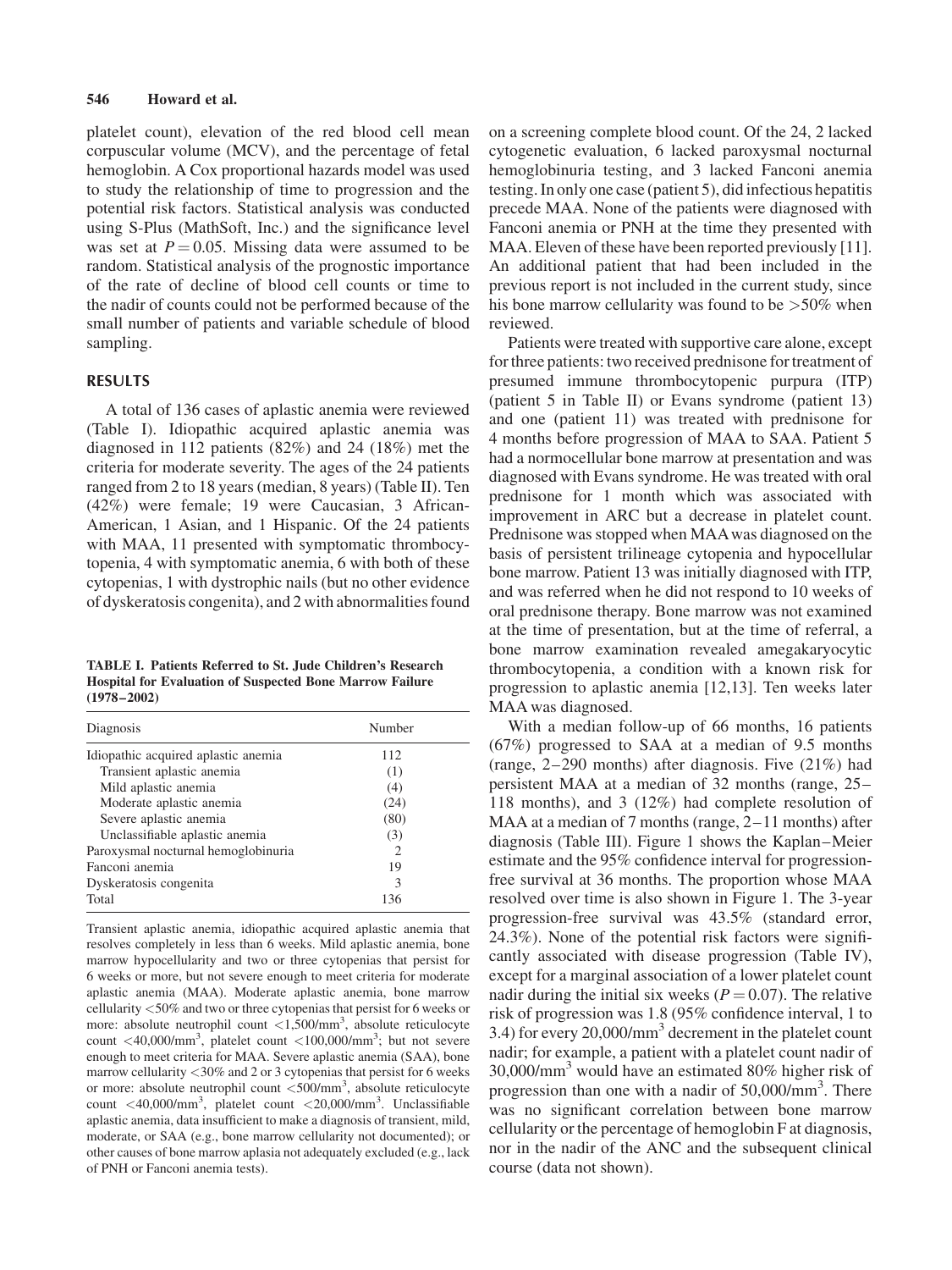platelet count), elevation of the red blood cell mean corpuscular volume (MCV), and the percentage of fetal hemoglobin. A Cox proportional hazards model was used to study the relationship of time to progression and the potential risk factors. Statistical analysis was conducted using S-Plus (MathSoft, Inc.) and the significance level was set at $P = 0.05$. Missing data were assumed to be random. Statistical analysis of the prognostic importance of the rate of decline of blood cell counts or time to the nadir of counts could not be performed because of the small number of patients and variable schedule of blood sampling.

## RESULTS

A total of 136 cases of aplastic anemia were reviewed (Table I). Idiopathic acquired aplastic anemia was diagnosed in 112 patients (82%) and 24 (18%) met the criteria for moderate severity. The ages of the 24 patients ranged from 2 to 18 years (median, 8 years) (Table II). Ten (42%) were female; 19 were Caucasian, 3 African-American, 1 Asian, and 1 Hispanic. Of the 24 patients with MAA, 11 presented with symptomatic thrombocytopenia, 4 with symptomatic anemia, 6 with both of these cytopenias, 1 with dystrophic nails (but no other evidence of dyskeratosis congenita), and 2 with abnormalities found on a screening complete blood count. Of the 24, 2 lacked cytogenetic evaluation, 6 lacked paroxysmal nocturnal hemoglobinuria testing, and 3 lacked Fanconi anemia testing. In only one case (patient 5), did infectious hepatitis precede MAA. None of the patients were diagnosed with Fanconi anemia or PNH at the time they presented with MAA. Eleven of these have been reported previously [11]. An additional patient that had been included in the previous report is not included in the current study, since his bone marrow cellularity was found to be >50% when reviewed.

**TABLE I. Patients Referred to St. Jude Children's Research Hospital for Evaluation of Suspected Bone Marrow Failure (1978–2002)**

| Diagnosis | Number |
|---|---|
| Idiopathic acquired aplastic anemia | 112 |
| Transient aplastic anemia | (1) |
| Mild aplastic anemia | (4) |
| Moderate aplastic anemia | (24) |
| Severe aplastic anemia | (80) |
| Unclassifiable aplastic anemia | (3) |
| Paroxysmal nocturnal hemoglobinuria | 2 |
| Fanconi anemia | 19 |
| Dyskeratosis congenita | 3 |
| Total | 136 |

Transient aplastic anemia, idiopathic acquired aplastic anemia that resolves completely in less than 6 weeks. Mild aplastic anemia, bone marrow hypocellularity and two or three cytopenias that persist for 6 weeks or more, but not severe enough to meet criteria for moderate aplastic anemia (MAA). Moderate aplastic anemia, bone marrow cellularity <50% and two or three cytopenias that persist for 6 weeks or more: absolute neutrophil count <1,500/mm$^3$, absolute reticulocyte count <40,000/mm$^3$, platelet count <100,000/mm$^3$; but not severe enough to meet criteria for MAA. Severe aplastic anemia (SAA), bone marrow cellularity <30% and 2 or 3 cytopenias that persist for 6 weeks or more: absolute neutrophil count <500/mm$^3$, absolute reticulocyte count <40,000/mm$^3$, platelet count <20,000/mm$^3$. Unclassifiable aplastic anemia, data insufficient to make a diagnosis of transient, mild, moderate, or SAA (e.g., bone marrow cellularity not documented); or other causes of bone marrow aplasia not adequately excluded (e.g., lack of PNH or Fanconi anemia tests).

Patients were treated with supportive care alone, except for three patients: two received prednisone for treatment of presumed immune thrombocytopenic purpura (ITP) (patient 5 in Table II) or Evans syndrome (patient 13) and one (patient 11) was treated with prednisone for 4 months before progression of MAA to SAA. Patient 5 had a normocellular bone marrow at presentation and was diagnosed with Evans syndrome. He was treated with oral prednisone for 1 month which was associated with improvement in ARC but a decrease in platelet count. Prednisone was stopped when MAA was diagnosed on the basis of persistent trilineage cytopenia and hypocellular bone marrow. Patient 13 was initially diagnosed with ITP, and was referred when he did not respond to 10 weeks of oral prednisone therapy. Bone marrow was not examined at the time of presentation, but at the time of referral, a bone marrow examination revealed amegakaryocytic thrombocytopenia, a condition with a known risk for progression to aplastic anemia [12,13]. Ten weeks later MAA was diagnosed.

With a median follow-up of 66 months, 16 patients (67%) progressed to SAA at a median of 9.5 months (range, 2–290 months) after diagnosis. Five (21%) had persistent MAA at a median of 32 months (range, 25–118 months), and 3 (12%) had complete resolution of MAA at a median of 7 months (range, 2–11 months) after diagnosis (Table III). Figure 1 shows the Kaplan–Meier estimate and the 95% confidence interval for progression-free survival at 36 months. The proportion whose MAA resolved over time is also shown in Figure 1. The 3-year progression-free survival was 43.5% (standard error, 24.3%). None of the potential risk factors were significantly associated with disease progression (Table IV), except for a marginal association of a lower platelet count nadir during the initial six weeks ($P = 0.07$). The relative risk of progression was 1.8 (95% confidence interval, 1 to 3.4) for every 20,000/mm$^3$ decrement in the platelet count nadir; for example, a patient with a platelet count nadir of 30,000/mm$^3$ would have an estimated 80% higher risk of progression than one with a nadir of 50,000/mm$^3$. There was no significant correlation between bone marrow cellularity or the percentage of hemoglobin F at diagnosis, nor in the nadir of the ANC and the subsequent clinical course (data not shown).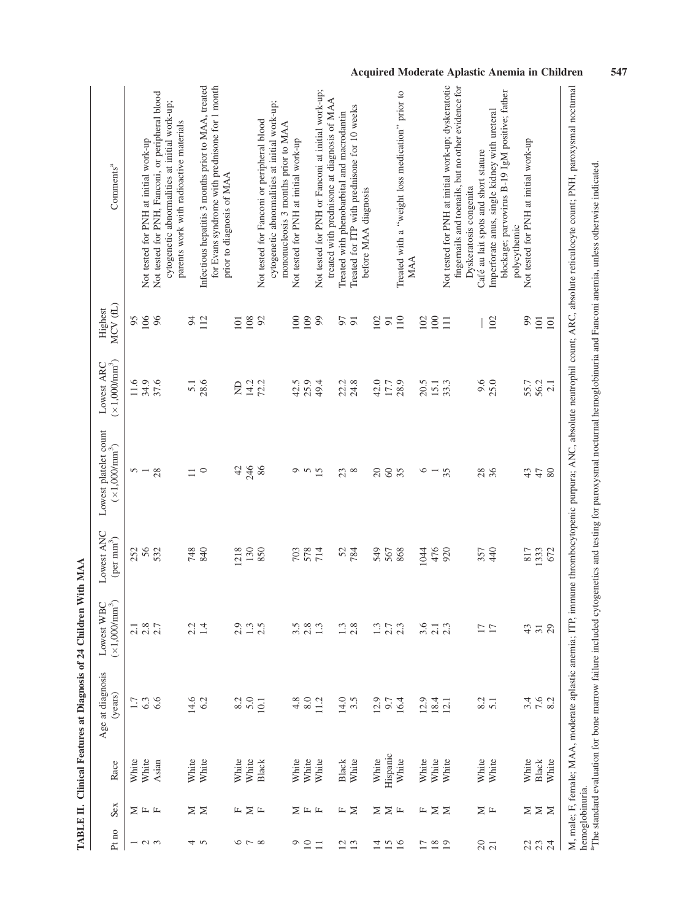**TABLE II. Clinical Features at Diagnosis of 24 Children With MAA**

| Pt no | Sex | Race | Age at diagnosis (years) | Lowest WBC ($\times 1{,}000/\text{mm}^3$) | Lowest ANC (per $\text{mm}^3$) | Lowest platelet count ($\times 1{,}000/\text{mm}^3$) | Lowest ARC ($\times 1{,}000/\text{mm}^3$) | Highest MCV (fL) | Comments[a] |
|---|---|---|---|---|---|---|---|---|---|
| 1 | M | White | 1.7 | 2.1 | 252 | 5 | 11.6 | 95 | Not tested for PNH at initial work-up |
| 2 | F | White | 6.3 | 2.8 | 56 | 1 | 34.9 | 106 | Not tested for PNH, Fanconi, or peripheral blood cytogenetic abnormalities at initial work-up; parents work with radioactive materials |
| 3 | F | Asian | 6.6 | 2.7 | 532 | 28 | 37.6 | 96 | |
| 4 | M | White | 14.6 | 2.2 | 748 | 11 | 5.1 | 94 | Infectious hepatitis 3 months prior to MAA, treated for Evans syndrome with prednisone for 1 month prior to diagnosis of MAA |
| 5 | M | White | 6.2 | 1.4 | 840 | 0 | 28.6 | 112 | |
| 6 | F | White | 8.2 | 2.9 | 1218 | 42 | ND | 101 | |
| 7 | M | White | 5.0 | 1.3 | 130 | 246 | 14.2 | 108 | Not tested for Fanconi or peripheral blood cytogenetic abnormalities at initial work-up; mononucleosis 3 months prior to MAA |
| 8 | F | Black | 10.1 | 2.5 | 850 | 86 | 72.2 | 92 | |
| 9 | M | White | 4.8 | 3.5 | 703 | 9 | 42.5 | 100 | Not tested for PNH at initial work-up |
| 10 | F | White | 8.0 | 2.8 | 578 | 5 | 25.9 | 109 | Not tested for PNH or Fanconi at initial work-up; treated with prednisone at diagnosis of MAA |
| 11 | F | White | 11.2 | 1.3 | 714 | 15 | 49.4 | 99 | |
| 12 | F | Black | 14.0 | 1.3 | 52 | 23 | 22.2 | 97 | Treated with phenobarbital and macrodantin |
| 13 | M | White | 3.5 | 2.8 | 784 | 8 | 24.8 | 91 | Treated for ITP with prednisone for 10 weeks before MAA diagnosis |
| 14 | M | White | 12.9 | 1.3 | 549 | 20 | 42.0 | 102 | |
| 15 | M | Hispanic | 9.7 | 2.7 | 567 | 60 | 17.7 | 91 | |
| 16 | F | White | 16.4 | 2.3 | 868 | 35 | 28.9 | 110 | Treated with a "weight loss medication" prior to MAA |
| 17 | F | White | 12.9 | 3.6 | 1044 | 6 | 20.5 | 102 | |
| 18 | M | White | 18.4 | 2.1 | 476 | 1 | 15.1 | 100 | |
| 19 | M | White | 12.1 | 2.3 | 920 | 35 | 33.3 | 111 | Not tested for PNH at initial work-up; dyskeratotic fingernails and toenails, but no other evidence for Dyskeratosis congenita |
| 20 | M | White | 8.2 | 17 | 357 | 28 | 9.6 | — | Café au lait spots and short stature |
| 21 | F | White | 5.1 | 17 | 440 | 36 | 25.0 | 102 | Imperforate anus, single kidney with ureteral blockage; parvovirus B-19 IgM positive; father polycythemic |
| 22 | M | White | 3.4 | 43 | 817 | 43 | 55.7 | 99 | Not tested for PNH at initial work-up |
| 23 | M | Black | 7.6 | 31 | 1333 | 47 | 56.2 | 101 | |
| 24 | M | White | 8.2 | 29 | 672 | 80 | 2.1 | 101 | |

M, male; F, female; MAA, moderate aplastic anemia; ITP, immune thrombocytopenic purpura; ANC, absolute neutrophil count; ARC, absolute reticulocyte count; PNH, paroxysmal nocturnal hemoglobinuria.

[a]The standard evaluation for bone marrow failure included cytogenetics and testing for paroxysmal nocturnal hemoglobinuria and Fanconi anemia, unless otherwise indicated.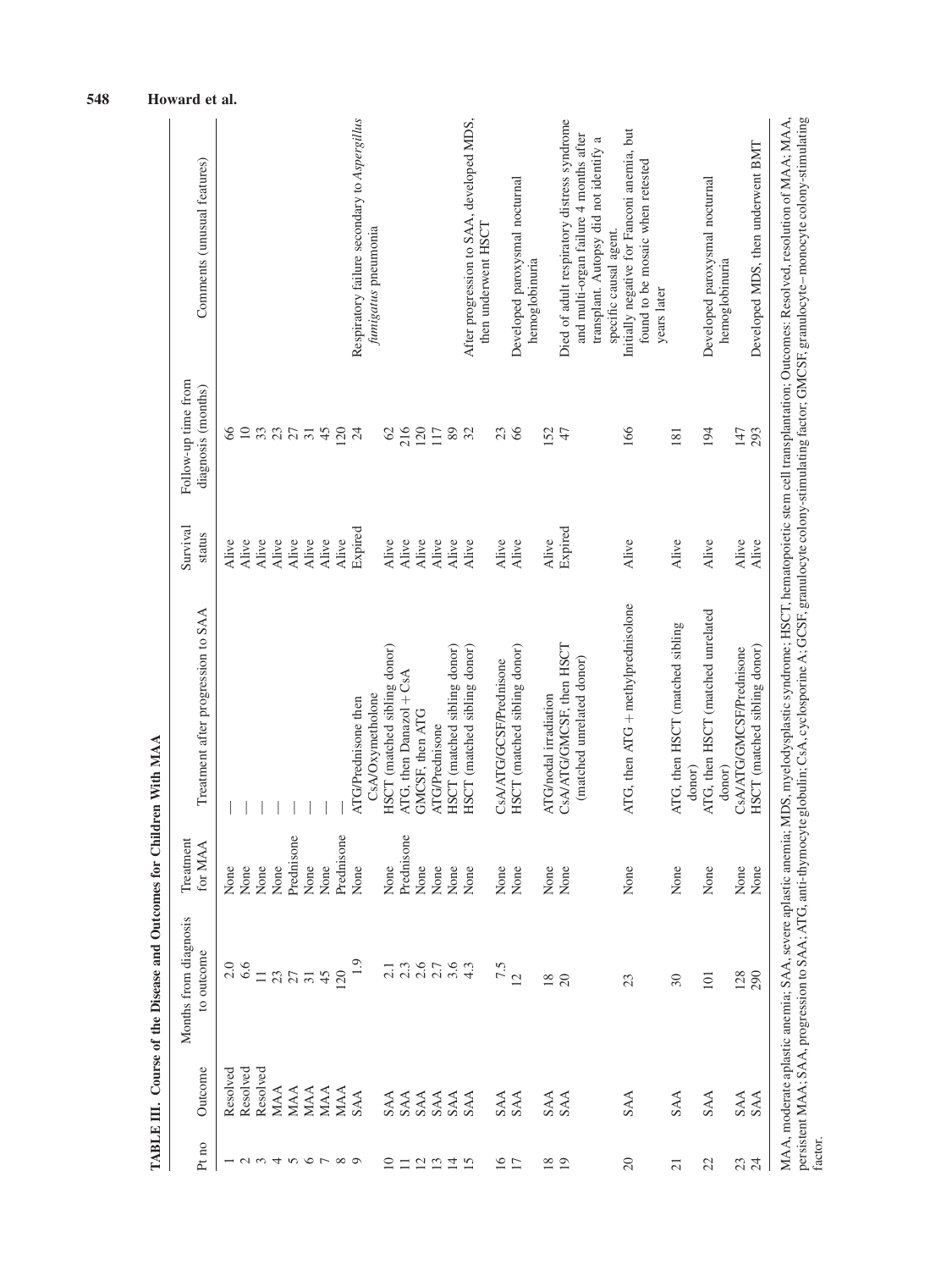**TABLE III. Course of the Disease and Outcomes for Children With MAA**

| Pt no | Outcome | Months from diagnosis to outcome | Treatment for MAA | Treatment after progression to SAA | Survival status | Follow-up time from diagnosis (months) | Comments (unusual features) |
|---|---|---|---|---|---|---|---|
| 1 | Resolved | 2.0 | None | — | Alive | 66 | |
| 2 | Resolved | 6.6 | None | — | Alive | 10 | |
| 3 | Resolved | 11 | None | — | Alive | 33 | |
| 4 | MAA | 23 | None | — | Alive | 23 | |
| 5 | MAA | 27 | Prednisone | — | Alive | 27 | |
| 6 | MAA | 31 | None | — | Alive | 31 | |
| 7 | MAA | 45 | None | — | Alive | 45 | |
| 8 | MAA | 120 | Prednisone | — | Alive | 120 | |
| 9 | SAA | 1.9 | None | ATG/Prednisone then CsA/Oxymetholone | Expired | 24 | Respiratory failure secondary to *Aspergillus fumigatus* pneumonia |
| 10 | SAA | 2.1 | None | HSCT (matched sibling donor) | Alive | 62 | |
| 11 | SAA | 2.3 | Prednisone | ATG, then Danazol + CsA | Alive | 216 | |
| 12 | SAA | 2.6 | None | GMCSF, then ATG | Alive | 120 | |
| 13 | SAA | 2.7 | None | ATG/Prednisone | Alive | 117 | |
| 14 | SAA | 3.6 | None | HSCT (matched sibling donor) | Alive | 89 | |
| 15 | SAA | 4.3 | None | HSCT (matched sibling donor) | Alive | 32 | After progression to SAA, developed MDS, then underwent HSCT |
| 16 | SAA | 7.5 | None | CsA/ATG/GCSF/Prednisone | Alive | 23 | |
| 17 | SAA | 12 | None | HSCT (matched sibling donor) | Alive | 66 | Developed paroxysmal nocturnal hemoglobinuria |
| 18 | SAA | 18 | None | ATG/nodal irradiation | Alive | 152 | |
| 19 | SAA | 20 | None | CsA/ATG/GMCSF, then HSCT (matched unrelated donor) | Expired | 47 | Died of adult respiratory distress syndrome and multi-organ failure 4 months after transplant. Autopsy did not identify a specific causal agent. |
| 20 | SAA | 23 | None | ATG, then ATG + methylprednisolone | Alive | 166 | Initially negative for Fanconi anemia, but found to be mosaic when retested years later |
| 21 | SAA | 30 | None | ATG, then HSCT (matched sibling donor) | Alive | 181 | |
| 22 | SAA | 101 | None | ATG, then HSCT (matched unrelated donor) | Alive | 194 | Developed paroxysmal nocturnal hemoglobinuria |
| 23 | SAA | 128 | None | CsA/ATG/GMCSF/Prednisone | Alive | 147 | |
| 24 | SAA | 290 | None | HSCT (matched sibling donor) | Alive | 293 | Developed MDS, then underwent BMT |

MAA, moderate aplastic anemia; SAA, severe aplastic anemia; MDS, myelodysplastic syndrome; HSCT, hematopoietic stem cell transplantation; Outcomes: Resolved, resolution of MAA; MAA, persistent MAA; SAA, progression to SAA; ATG, anti-thymocyte globulin; CsA, cyclosporine A; GCSF, granulocyte colony-stimulating factor; GMCSF, granulocyte–monocyte colony-stimulating factor.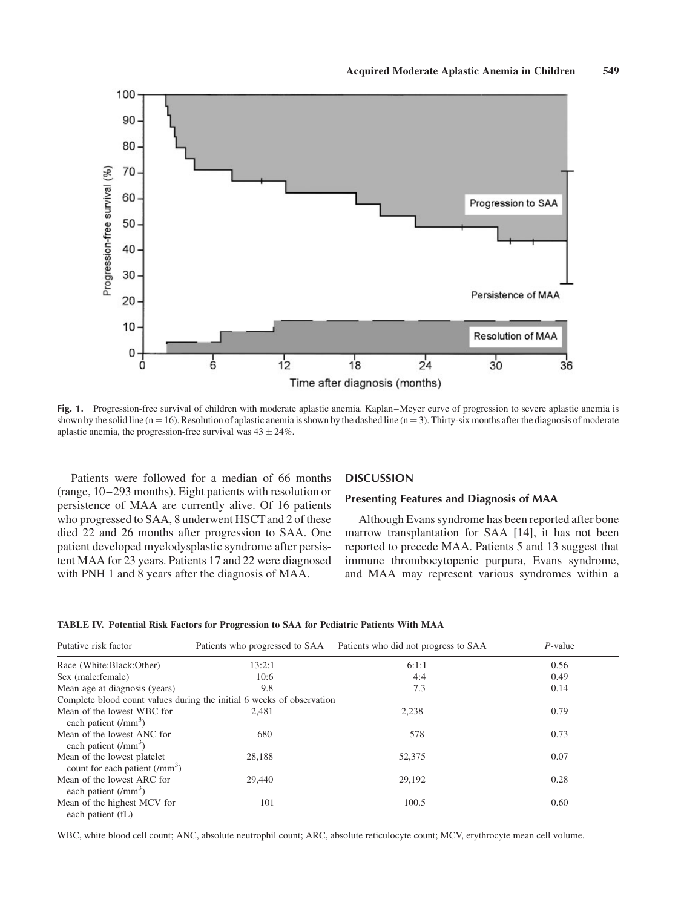Fig. 1. Progression-free survival of children with moderate aplastic anemia. Kaplan–Meyer curve of progression to severe aplastic anemia is shown by the solid line (n = 16). Resolution of aplastic anemia is shown by the dashed line (n = 3). Thirty-six months after the diagnosis of moderate aplastic anemia, the progression-free survival was $43 \pm 24\%$.

Patients were followed for a median of 66 months (range, 10–293 months). Eight patients with resolution or persistence of MAA are currently alive. Of 16 patients who progressed to SAA, 8 underwent HSCT and 2 of these died 22 and 26 months after progression to SAA. One patient developed myelodysplastic syndrome after persistent MAA for 23 years. Patients 17 and 22 were diagnosed with PNH 1 and 8 years after the diagnosis of MAA.

## DISCUSSION

### Presenting Features and Diagnosis of MAA

Although Evans syndrome has been reported after bone marrow transplantation for SAA [14], it has not been reported to precede MAA. Patients 5 and 13 suggest that immune thrombocytopenic purpura, Evans syndrome, and MAA may represent various syndromes within a

**TABLE IV. Potential Risk Factors for Progression to SAA for Pediatric Patients With MAA**

| Putative risk factor | Patients who progressed to SAA | Patients who did not progress to SAA | *P*-value |
|---|---|---|---|
| Race (White:Black:Other) | 13:2:1 | 6:1:1 | 0.56 |
| Sex (male:female) | 10:6 | 4:4 | 0.49 |
| Mean age at diagnosis (years) | 9.8 | 7.3 | 0.14 |
| Complete blood count values during the initial 6 weeks of observation | | | |
| Mean of the lowest WBC for each patient (/mm$^3$) | 2,481 | 2,238 | 0.79 |
| Mean of the lowest ANC for each patient (/mm$^3$) | 680 | 578 | 0.73 |
| Mean of the lowest platelet count for each patient (/mm$^3$) | 28,188 | 52,375 | 0.07 |
| Mean of the lowest ARC for each patient (/mm$^3$) | 29,440 | 29,192 | 0.28 |
| Mean of the highest MCV for each patient (fL) | 101 | 100.5 | 0.60 |

WBC, white blood cell count; ANC, absolute neutrophil count; ARC, absolute reticulocyte count; MCV, erythrocyte mean cell volume.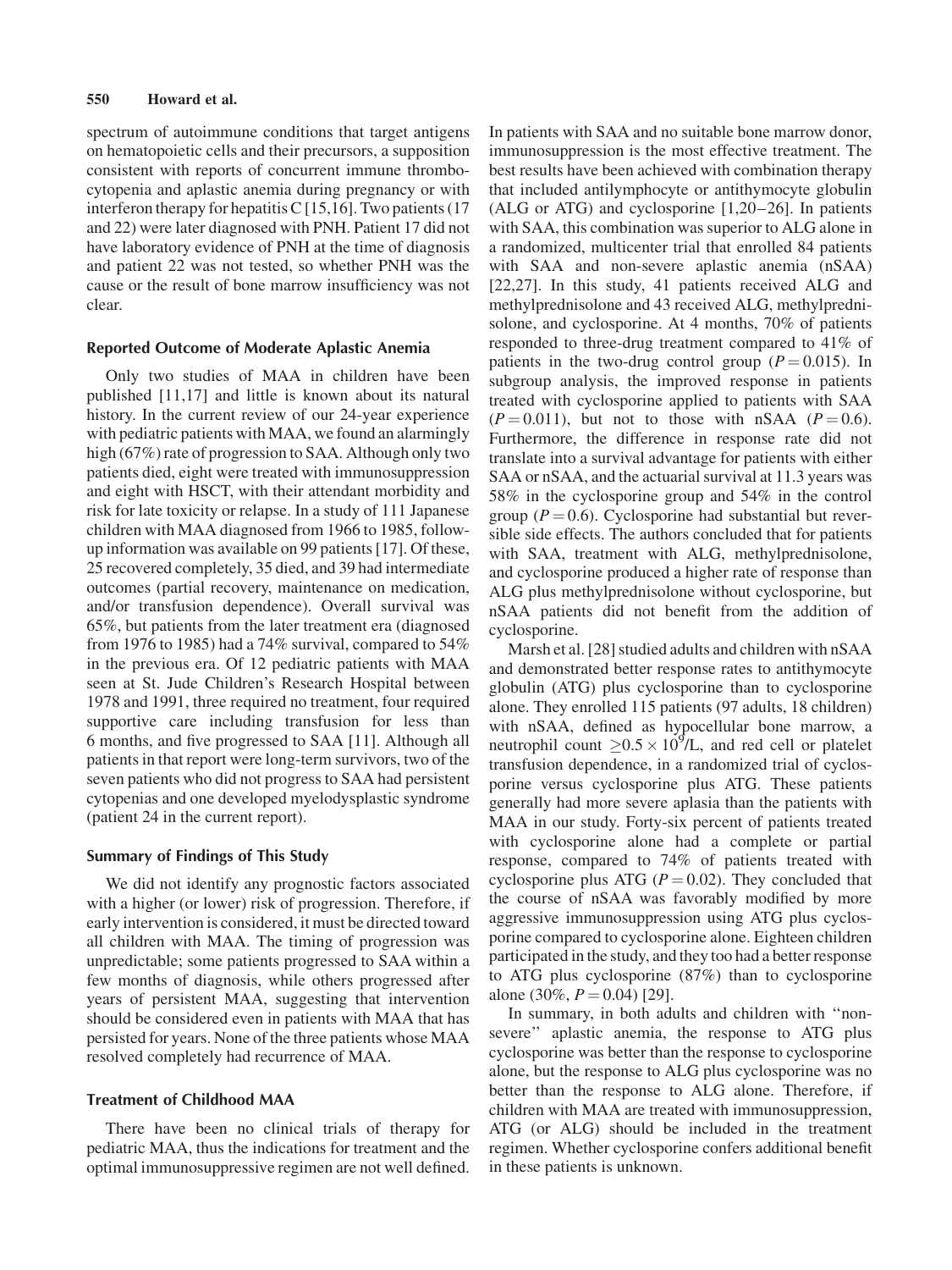spectrum of autoimmune conditions that target antigens on hematopoietic cells and their precursors, a supposition consistent with reports of concurrent immune thrombocytopenia and aplastic anemia during pregnancy or with interferon therapy for hepatitis C [15,16]. Two patients (17 and 22) were later diagnosed with PNH. Patient 17 did not have laboratory evidence of PNH at the time of diagnosis and patient 22 was not tested, so whether PNH was the cause or the result of bone marrow insufficiency was not clear.

### Reported Outcome of Moderate Aplastic Anemia

Only two studies of MAA in children have been published [11,17] and little is known about its natural history. In the current review of our 24-year experience with pediatric patients with MAA, we found an alarmingly high (67%) rate of progression to SAA. Although only two patients died, eight were treated with immunosuppression and eight with HSCT, with their attendant morbidity and risk for late toxicity or relapse. In a study of 111 Japanese children with MAA diagnosed from 1966 to 1985, follow-up information was available on 99 patients [17]. Of these, 25 recovered completely, 35 died, and 39 had intermediate outcomes (partial recovery, maintenance on medication, and/or transfusion dependence). Overall survival was 65%, but patients from the later treatment era (diagnosed from 1976 to 1985) had a 74% survival, compared to 54% in the previous era. Of 12 pediatric patients with MAA seen at St. Jude Children's Research Hospital between 1978 and 1991, three required no treatment, four required supportive care including transfusion for less than 6 months, and five progressed to SAA [11]. Although all patients in that report were long-term survivors, two of the seven patients who did not progress to SAA had persistent cytopenias and one developed myelodysplastic syndrome (patient 24 in the current report).

### Summary of Findings of This Study

We did not identify any prognostic factors associated with a higher (or lower) risk of progression. Therefore, if early intervention is considered, it must be directed toward all children with MAA. The timing of progression was unpredictable; some patients progressed to SAA within a few months of diagnosis, while others progressed after years of persistent MAA, suggesting that intervention should be considered even in patients with MAA that has persisted for years. None of the three patients whose MAA resolved completely had recurrence of MAA.

### Treatment of Childhood MAA

There have been no clinical trials of therapy for pediatric MAA, thus the indications for treatment and the optimal immunosuppressive regimen are not well defined. In patients with SAA and no suitable bone marrow donor, immunosuppression is the most effective treatment. The best results have been achieved with combination therapy that included antilymphocyte or antithymocyte globulin (ALG or ATG) and cyclosporine [1,20–26]. In patients with SAA, this combination was superior to ALG alone in a randomized, multicenter trial that enrolled 84 patients with SAA and non-severe aplastic anemia (nSAA) [22,27]. In this study, 41 patients received ALG and methylprednisolone and 43 received ALG, methylprednisolone, and cyclosporine. At 4 months, 70% of patients responded to three-drug treatment compared to 41% of patients in the two-drug control group ($P = 0.015$). In subgroup analysis, the improved response in patients treated with cyclosporine applied to patients with SAA ($P = 0.011$), but not to those with nSAA ($P = 0.6$). Furthermore, the difference in response rate did not translate into a survival advantage for patients with either SAA or nSAA, and the actuarial survival at 11.3 years was 58% in the cyclosporine group and 54% in the control group ($P = 0.6$). Cyclosporine had substantial but reversible side effects. The authors concluded that for patients with SAA, treatment with ALG, methylprednisolone, and cyclosporine produced a higher rate of response than ALG plus methylprednisolone without cyclosporine, but nSAA patients did not benefit from the addition of cyclosporine.

Marsh et al. [28] studied adults and children with nSAA and demonstrated better response rates to antithymocyte globulin (ATG) plus cyclosporine than to cyclosporine alone. They enrolled 115 patients (97 adults, 18 children) with nSAA, defined as hypocellular bone marrow, a neutrophil count $\geq 0.5 \times 10^9$/L, and red cell or platelet transfusion dependence, in a randomized trial of cyclosporine versus cyclosporine plus ATG. These patients generally had more severe aplasia than the patients with MAA in our study. Forty-six percent of patients treated with cyclosporine alone had a complete or partial response, compared to 74% of patients treated with cyclosporine plus ATG ($P = 0.02$). They concluded that the course of nSAA was favorably modified by more aggressive immunosuppression using ATG plus cyclosporine compared to cyclosporine alone. Eighteen children participated in the study, and they too had a better response to ATG plus cyclosporine (87%) than to cyclosporine alone (30%, $P = 0.04$) [29].

In summary, in both adults and children with ''non-severe'' aplastic anemia, the response to ATG plus cyclosporine was better than the response to cyclosporine alone, but the response to ALG plus cyclosporine was no better than the response to ALG alone. Therefore, if children with MAA are treated with immunosuppression, ATG (or ALG) should be included in the treatment regimen. Whether cyclosporine confers additional benefit in these patients is unknown.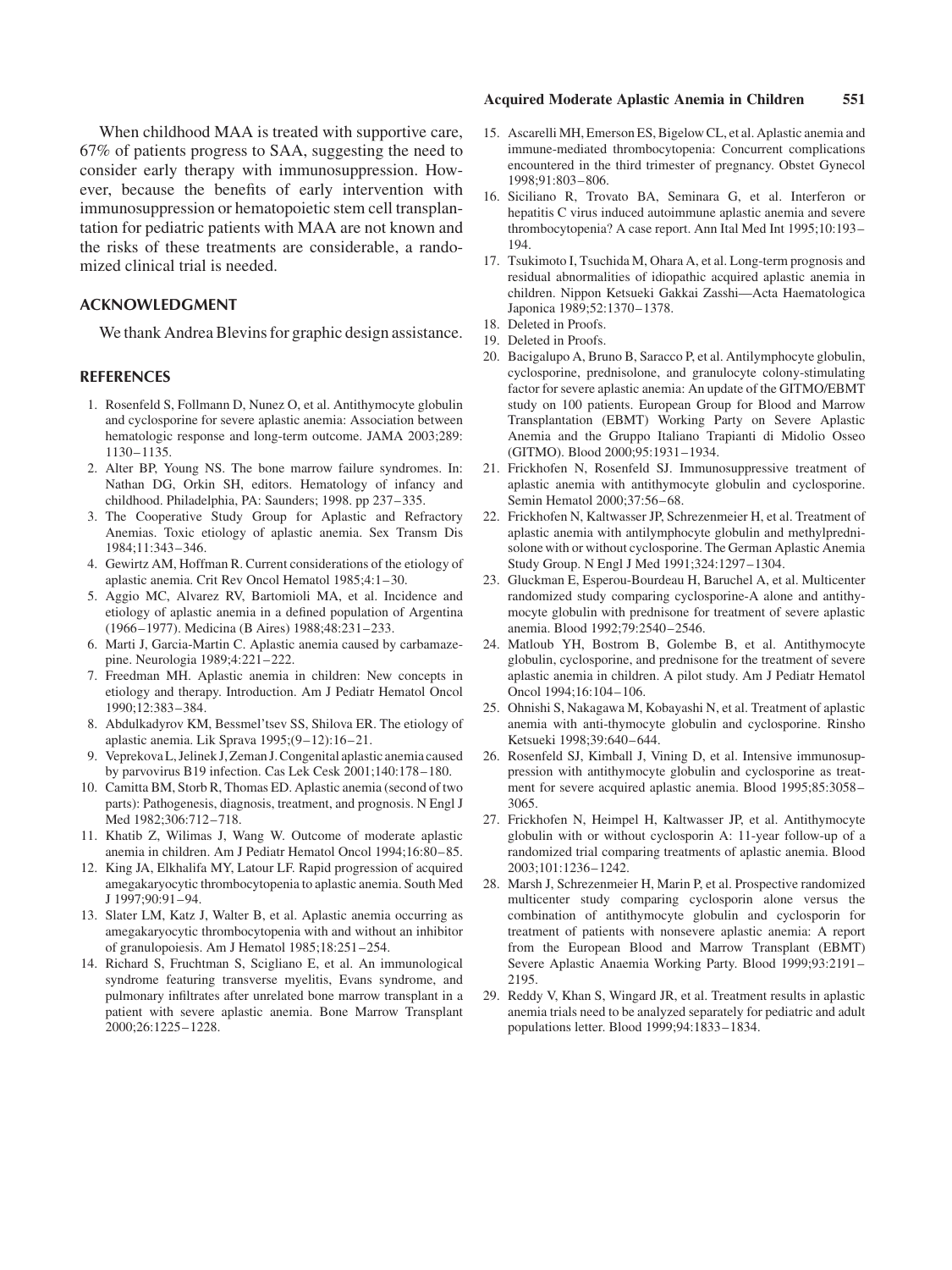When childhood MAA is treated with supportive care, 67% of patients progress to SAA, suggesting the need to consider early therapy with immunosuppression. However, because the benefits of early intervention with immunosuppression or hematopoietic stem cell transplantation for pediatric patients with MAA are not known and the risks of these treatments are considerable, a randomized clinical trial is needed.

## ACKNOWLEDGMENT

We thank Andrea Blevins for graphic design assistance.

## REFERENCES

1. Rosenfeld S, Follmann D, Nunez O, et al. Antithymocyte globulin and cyclosporine for severe aplastic anemia: Association between hematologic response and long-term outcome. JAMA 2003;289: 1130–1135.
2. Alter BP, Young NS. The bone marrow failure syndromes. In: Nathan DG, Orkin SH, editors. Hematology of infancy and childhood. Philadelphia, PA: Saunders; 1998. pp 237–335.
3. The Cooperative Study Group for Aplastic and Refractory Anemias. Toxic etiology of aplastic anemia. Sex Transm Dis 1984;11:343–346.
4. Gewirtz AM, Hoffman R. Current considerations of the etiology of aplastic anemia. Crit Rev Oncol Hematol 1985;4:1–30.
5. Aggio MC, Alvarez RV, Bartomioli MA, et al. Incidence and etiology of aplastic anemia in a defined population of Argentina (1966–1977). Medicina (B Aires) 1988;48:231–233.
6. Marti J, Garcia-Martin C. Aplastic anemia caused by carbamazepine. Neurologia 1989;4:221–222.
7. Freedman MH. Aplastic anemia in children: New concepts in etiology and therapy. Introduction. Am J Pediatr Hematol Oncol 1990;12:383–384.
8. Abdulkadyrov KM, Bessmel'tsev SS, Shilova ER. The etiology of aplastic anemia. Lik Sprava 1995;(9–12):16–21.
9. Veprekova L, Jelinek J, Zeman J. Congenital aplastic anemia caused by parvovirus B19 infection. Cas Lek Cesk 2001;140:178–180.
10. Camitta BM, Storb R, Thomas ED. Aplastic anemia (second of two parts): Pathogenesis, diagnosis, treatment, and prognosis. N Engl J Med 1982;306:712–718.
11. Khatib Z, Wilimas J, Wang W. Outcome of moderate aplastic anemia in children. Am J Pediatr Hematol Oncol 1994;16:80–85.
12. King JA, Elkhalifa MY, Latour LF. Rapid progression of acquired amegakaryocytic thrombocytopenia to aplastic anemia. South Med J 1997;90:91–94.
13. Slater LM, Katz J, Walter B, et al. Aplastic anemia occurring as amegakaryocytic thrombocytopenia with and without an inhibitor of granulopoiesis. Am J Hematol 1985;18:251–254.
14. Richard S, Fruchtman S, Scigliano E, et al. An immunological syndrome featuring transverse myelitis, Evans syndrome, and pulmonary infiltrates after unrelated bone marrow transplant in a patient with severe aplastic anemia. Bone Marrow Transplant 2000;26:1225–1228.
15. Ascarelli MH, Emerson ES, Bigelow CL, et al. Aplastic anemia and immune-mediated thrombocytopenia: Concurrent complications encountered in the third trimester of pregnancy. Obstet Gynecol 1998;91:803–806.
16. Siciliano R, Trovato BA, Seminara G, et al. Interferon or hepatitis C virus induced autoimmune aplastic anemia and severe thrombocytopenia? A case report. Ann Ital Med Int 1995;10:193–194.
17. Tsukimoto I, Tsuchida M, Ohara A, et al. Long-term prognosis and residual abnormalities of idiopathic acquired aplastic anemia in children. Nippon Ketsueki Gakkai Zasshi—Acta Haematologica Japonica 1989;52:1370–1378.
18. Deleted in Proofs.
19. Deleted in Proofs.
20. Bacigalupo A, Bruno B, Saracco P, et al. Antilymphocyte globulin, cyclosporine, prednisolone, and granulocyte colony-stimulating factor for severe aplastic anemia: An update of the GITMO/EBMT study on 100 patients. European Group for Blood and Marrow Transplantation (EBMT) Working Party on Severe Aplastic Anemia and the Gruppo Italiano Trapianti di Midolio Osseo (GITMO). Blood 2000;95:1931–1934.
21. Frickhofen N, Rosenfeld SJ. Immunosuppressive treatment of aplastic anemia with antithymocyte globulin and cyclosporine. Semin Hematol 2000;37:56–68.
22. Frickhofen N, Kaltwasser JP, Schrezenmeier H, et al. Treatment of aplastic anemia with antilymphocyte globulin and methylprednisolone with or without cyclosporine. The German Aplastic Anemia Study Group. N Engl J Med 1991;324:1297–1304.
23. Gluckman E, Esperou-Bourdeau H, Baruchel A, et al. Multicenter randomized study comparing cyclosporine-A alone and antithymocyte globulin with prednisone for treatment of severe aplastic anemia. Blood 1992;79:2540–2546.
24. Matloub YH, Bostrom B, Golembe B, et al. Antithymocyte globulin, cyclosporine, and prednisone for the treatment of severe aplastic anemia in children. A pilot study. Am J Pediatr Hematol Oncol 1994;16:104–106.
25. Ohnishi S, Nakagawa M, Kobayashi N, et al. Treatment of aplastic anemia with anti-thymocyte globulin and cyclosporine. Rinsho Ketsueki 1998;39:640–644.
26. Rosenfeld SJ, Kimball J, Vining D, et al. Intensive immunosuppression with antithymocyte globulin and cyclosporine as treatment for severe acquired aplastic anemia. Blood 1995;85:3058–3065.
27. Frickhofen N, Heimpel H, Kaltwasser JP, et al. Antithymocyte globulin with or without cyclosporin A: 11-year follow-up of a randomized trial comparing treatments of aplastic anemia. Blood 2003;101:1236–1242.
28. Marsh J, Schrezenmeier H, Marin P, et al. Prospective randomized multicenter study comparing cyclosporin alone versus the combination of antithymocyte globulin and cyclosporin for treatment of patients with nonsevere aplastic anemia: A report from the European Blood and Marrow Transplant (EBMT) Severe Aplastic Anaemia Working Party. Blood 1999;93:2191–2195.
29. Reddy V, Khan S, Wingard JR, et al. Treatment results in aplastic anemia trials need to be analyzed separately for pediatric and adult populations letter. Blood 1999;94:1833–1834.